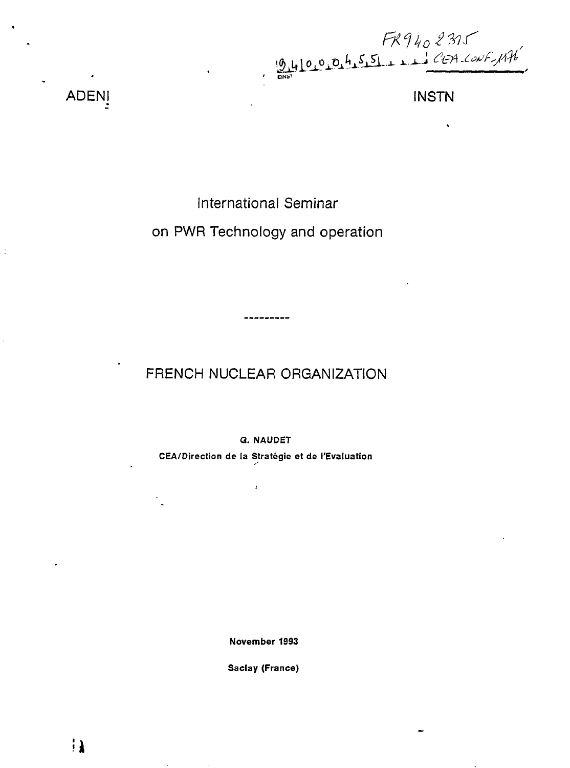FR9402315

9400455 CEA-CONF-11176

ADENI

INSTN

International Seminar

on PWR Technology and operation

---------

# FRENCH NUCLEAR ORGANIZATION

**G. NAUDET**

**CEA/Direction de la Stratégie et de l'Evaluation**

**November 1993**

**Saclay (France)**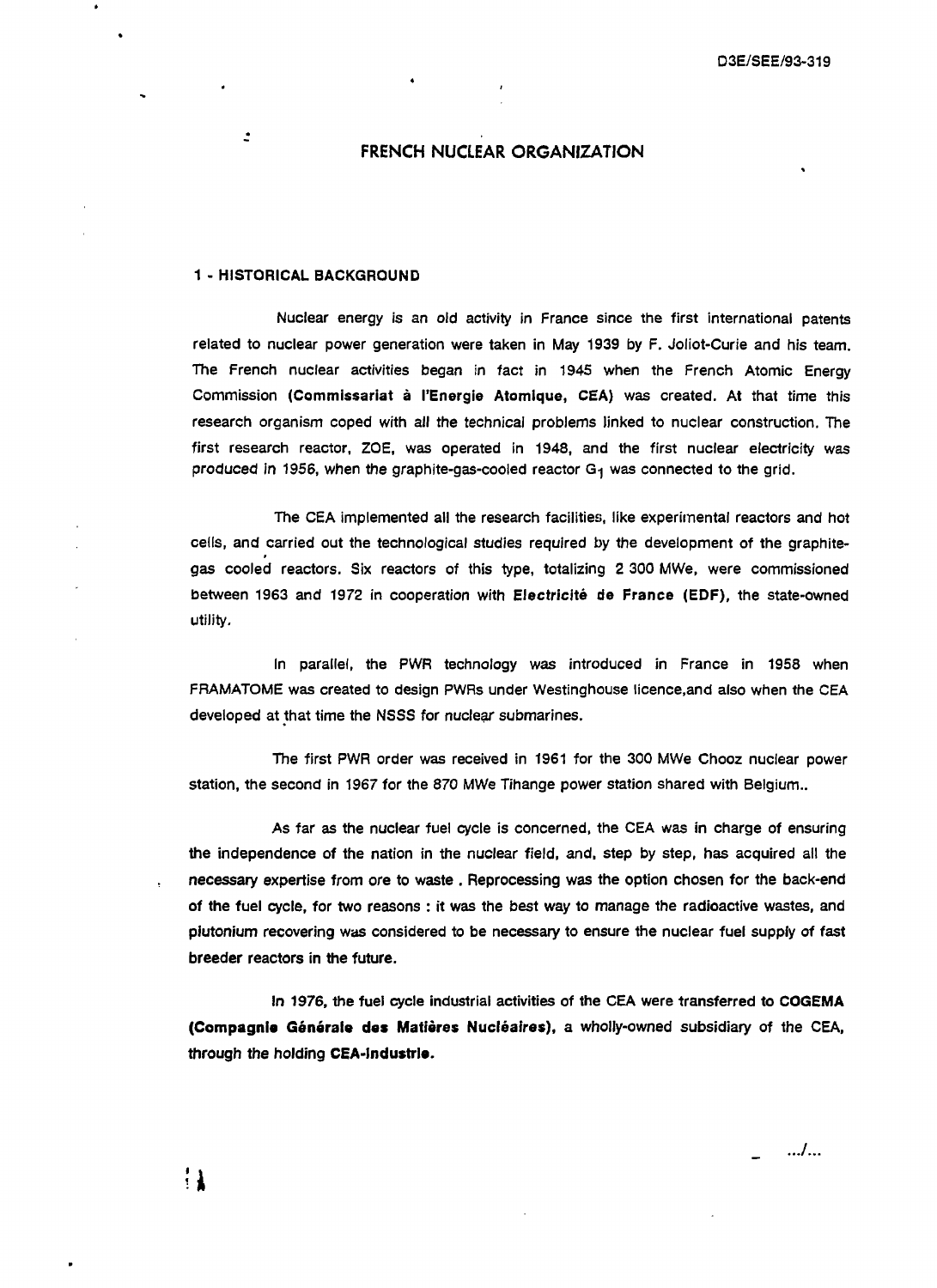# FRENCH NUCLEAR ORGANIZATION

## 1 - HISTORICAL BACKGROUND

Nuclear energy is an old activity in France since the first international patents related to nuclear power generation were taken in May 1939 by F. Joliot-Curie and his team. The French nuclear activities began in fact in 1945 when the French Atomic Energy Commission (**Commissariat à l'Energie Atomique, CEA**) was created. At that time this research organism coped with all the technical problems linked to nuclear construction. The first research reactor, ZOE, was operated in 1948, and the first nuclear electricity was produced in 1956, when the graphite-gas-cooled reactor $G_1$ was connected to the grid.

The CEA implemented all the research facilities, like experimental reactors and hot cells, and carried out the technological studies required by the development of the graphite-gas cooled reactors. Six reactors of this type, totalizing 2 300 MWe, were commissioned between 1963 and 1972 in cooperation with **Electricité de France (EDF)**, the state-owned utility.

In parallel, the PWR technology was introduced in France in 1958 when FRAMATOME was created to design PWRs under Westinghouse licence,and also when the CEA developed at that time the NSSS for nuclear submarines.

The first PWR order was received in 1961 for the 300 MWe Chooz nuclear power station, the second in 1967 for the 870 MWe Tihange power station shared with Belgium..

As far as the nuclear fuel cycle is concerned, the CEA was in charge of ensuring the independence of the nation in the nuclear field, and, step by step, has acquired all the necessary expertise from ore to waste . Reprocessing was the option chosen for the back-end of the fuel cycle, for two reasons : it was the best way to manage the radioactive wastes, and plutonium recovering was considered to be necessary to ensure the nuclear fuel supply of fast breeder reactors in the future.

In 1976, the fuel cycle industrial activities of the CEA were transferred to **COGEMA (Compagnie Générale des Matières Nucléaires)**, a wholly-owned subsidiary of the CEA, through the holding **CEA-Industrie.**

.../...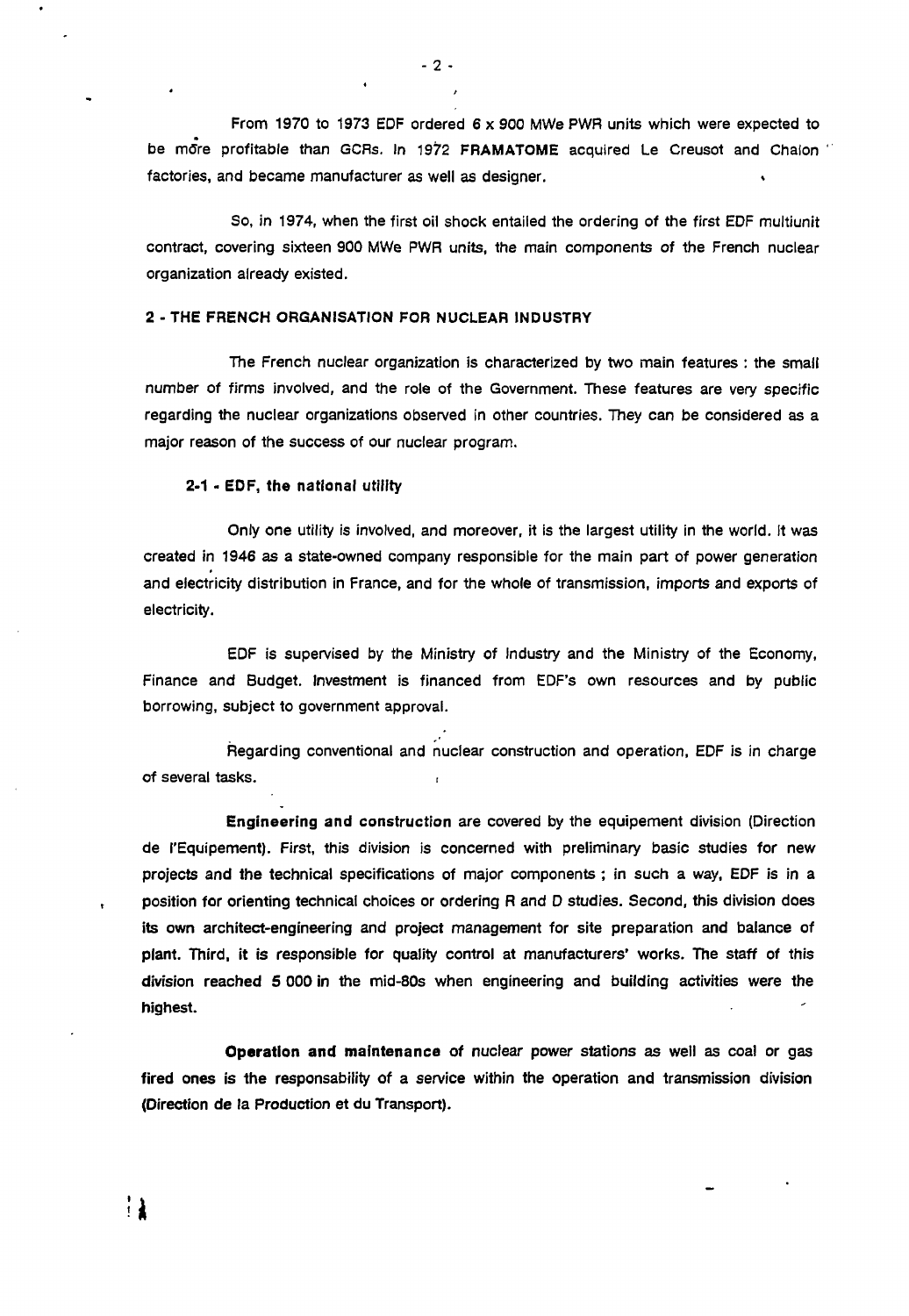From 1970 to 1973 EDF ordered 6 x 900 MWe PWR units which were expected to be more profitable than GCRs. In 1972 **FRAMATOME** acquired Le Creusot and Chalon factories, and became manufacturer as well as designer.

So, in 1974, when the first oil shock entailed the ordering of the first EDF multiunit contract, covering sixteen 900 MWe PWR units, the main components of the French nuclear organization already existed.

## 2 - THE FRENCH ORGANISATION FOR NUCLEAR INDUSTRY

The French nuclear organization is characterized by two main features : the small number of firms involved, and the role of the Government. These features are very specific regarding the nuclear organizations observed in other countries. They can be considered as a major reason of the success of our nuclear program.

### 2-1 - EDF, the national utility

Only one utility is involved, and moreover, it is the largest utility in the world. It was created in 1946 as a state-owned company responsible for the main part of power generation and electricity distribution in France, and for the whole of transmission, imports and exports of electricity.

EDF is supervised by the Ministry of Industry and the Ministry of the Economy, Finance and Budget. Investment is financed from EDF's own resources and by public borrowing, subject to government approval.

Regarding conventional and nuclear construction and operation, EDF is in charge of several tasks.

**Engineering and construction** are covered by the equipement division (Direction de l'Equipement). First, this division is concerned with preliminary basic studies for new projects and the technical specifications of major components ; in such a way, EDF is in a position for orienting technical choices or ordering R and D studies. Second, this division does its own architect-engineering and project management for site preparation and balance of plant. Third, it is responsible for quality control at manufacturers' works. The staff of this division reached 5 000 in the mid-80s when engineering and building activities were the highest.

**Operation and maintenance** of nuclear power stations as well as coal or gas fired ones is the responsability of a service within the operation and transmission division (Direction de la Production et du Transport).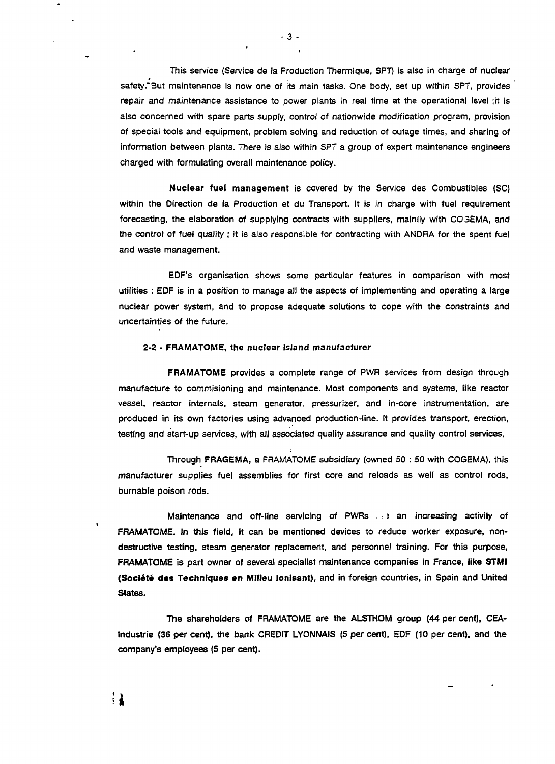This service (Service de la Production Thermique, SPT) is also in charge of nuclear safety. But maintenance is now one of its main tasks. One body, set up within SPT, provides repair and maintenance assistance to power plants in real time at the operational level ;it is also concerned with spare parts supply, control of nationwide modification program, provision of special tools and equipment, problem solving and reduction of outage times, and sharing of information between plants. There is also within SPT a group of expert maintenance engineers charged with formulating overall maintenance policy.

**Nuclear fuel management** is covered by the Service des Combustibles (SC) within the Direction de la Production et du Transport. It is in charge with fuel requirement forecasting, the elaboration of supplying contracts with suppliers, mainly with COGEMA, and the control of fuel quality ; it is also responsible for contracting with ANDRA for the spent fuel and waste management.

EDF's organisation shows some particular features in comparison with most utilities : EDF is in a position to manage all the aspects of implementing and operating a large nuclear power system, and to propose adequate solutions to cope with the constraints and uncertainties of the future.

### 2-2 - FRAMATOME, the nuclear island manufacturer

**FRAMATOME** provides a complete range of PWR services from design through manufacture to commisioning and maintenance. Most components and systems, like reactor vessel, reactor internals, steam generator, pressurizer, and in-core instrumentation, are produced in its own factories using advanced production-line. It provides transport, erection, testing and start-up services, with all associated quality assurance and quality control services.

Through **FRAGEMA**, a FRAMATOME subsidiary (owned 50 : 50 with COGEMA), this manufacturer supplies fuel assemblies for first core and reloads as well as control rods, burnable poison rods.

Maintenance and off-line servicing of PWRs is an increasing activity of FRAMATOME. In this field, it can be mentioned devices to reduce worker exposure, non-destructive testing, steam generator replacement, and personnel training. For this purpose, FRAMATOME is part owner of several specialist maintenance companies in France, like **STMI (Société des Techniques en Milieu Ionisant)**, and in foreign countries, in Spain and United States.

The shareholders of FRAMATOME are the ALSTHOM group (44 per cent), CEA-Industrie (36 per cent), the bank CREDIT LYONNAIS (5 per cent), EDF (10 per cent), and the company's employees (5 per cent).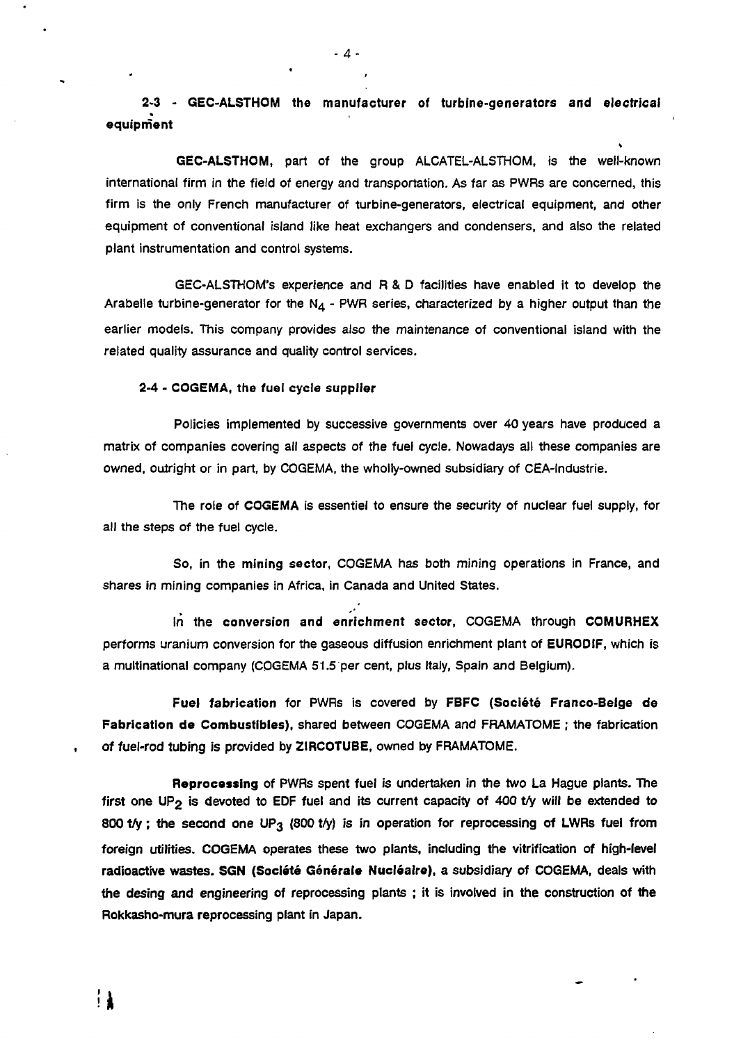### 2-3 - GEC-ALSTHOM the manufacturer of turbine-generators and electrical equipment

**GEC-ALSTHOM**, part of the group ALCATEL-ALSTHOM, is the well-known international firm in the field of energy and transportation. As far as PWRs are concerned, this firm is the only French manufacturer of turbine-generators, electrical equipment, and other equipment of conventional island like heat exchangers and condensers, and also the related plant instrumentation and control systems.

GEC-ALSTHOM's experience and R & D facilities have enabled it to develop the Arabelle turbine-generator for the $N_4$ - PWR series, characterized by a higher output than the earlier models. This company provides also the maintenance of conventional island with the related quality assurance and quality control services.

### 2-4 - COGEMA, the fuel cycle supplier

Policies implemented by successive governments over 40 years have produced a matrix of companies covering all aspects of the fuel cycle. Nowadays all these companies are owned, outright or in part, by COGEMA, the wholly-owned subsidiary of CEA-Industrie.

The role of **COGEMA** is essentiel to ensure the security of nuclear fuel supply, for all the steps of the fuel cycle.

So, in the **mining sector**, COGEMA has both mining operations in France, and shares in mining companies in Africa, in Canada and United States.

In the **conversion and enrichment sector**, COGEMA through **COMURHEX** performs uranium conversion for the gaseous diffusion enrichment plant of **EURODIF**, which is a multinational company (COGEMA 51.5 per cent, plus Italy, Spain and Belgium).

**Fuel fabrication** for PWRs is covered by **FBFC (Société Franco-Belge de Fabrication de Combustibles)**, shared between COGEMA and FRAMATOME ; the fabrication of fuel-rod tubing is provided by **ZIRCOTUBE**, owned by FRAMATOME.

**Reprocessing** of PWRs spent fuel is undertaken in the two La Hague plants. The first one $UP_2$ is devoted to EDF fuel and its current capacity of 400 t/y will be extended to 800 t/y ; the second one $UP_3$ (800 t/y) is in operation for reprocessing of LWRs fuel from foreign utilities. COGEMA operates these two plants, including the vitrification of high-level radioactive wastes. **SGN (Société Générale Nucléaire)**, a subsidiary of COGEMA, deals with the desing and engineering of reprocessing plants ; it is involved in the construction of the Rokkasho-mura reprocessing plant in Japan.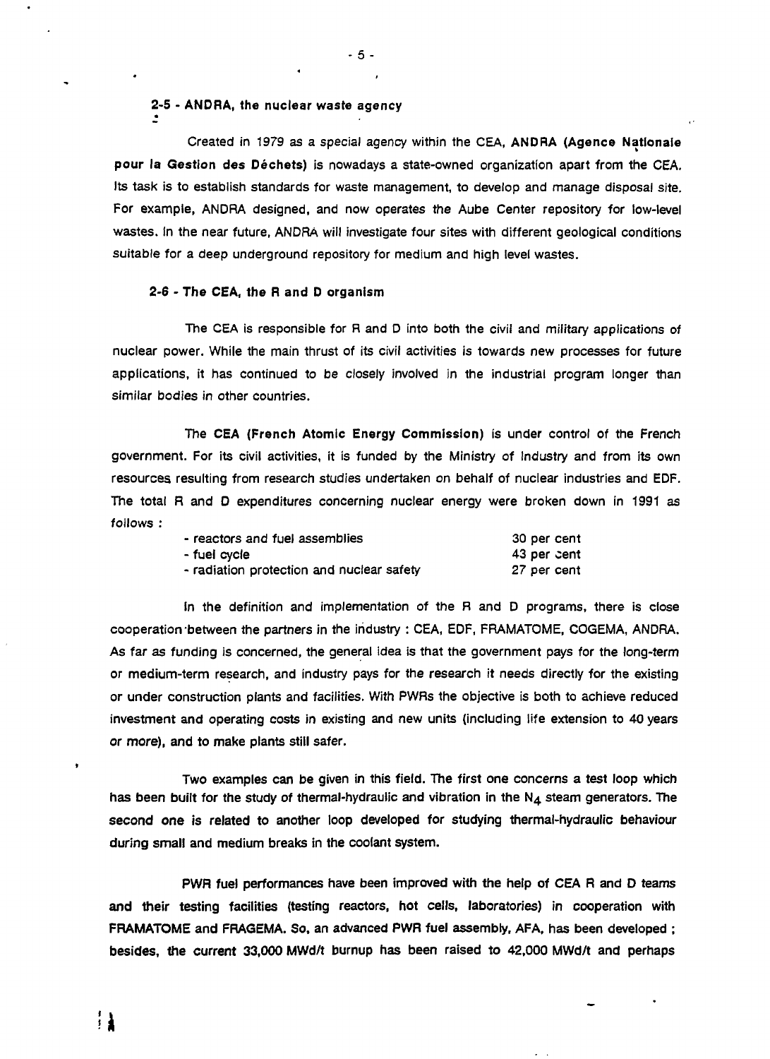## 2-5 - ANDRA, the nuclear waste agency

Created in 1979 as a special agency within the CEA, **ANDRA (Agence Nationale pour la Gestion des Déchets)** is nowadays a state-owned organization apart from the CEA. Its task is to establish standards for waste management, to develop and manage disposal site. For example, ANDRA designed, and now operates the Aube Center repository for low-level wastes. In the near future, ANDRA will investigate four sites with different geological conditions suitable for a deep underground repository for medium and high level wastes.

## 2-6 - The CEA, the R and D organism

The CEA is responsible for R and D into both the civil and military applications of nuclear power. While the main thrust of its civil activities is towards new processes for future applications, it has continued to be closely involved in the industrial program longer than similar bodies in other countries.

The **CEA (French Atomic Energy Commission)** is under control of the French government. For its civil activities, it is funded by the Ministry of Industry and from its own resources resulting from research studies undertaken on behalf of nuclear industries and EDF. The total R and D expenditures concerning nuclear energy were broken down in 1991 as follows :

| | |
|---|---|
| - reactors and fuel assemblies | 30 per cent |
| - fuel cycle | 43 per cent |
| - radiation protection and nuclear safety | 27 per cent |

In the definition and implementation of the R and D programs, there is close cooperation between the partners in the industry : CEA, EDF, FRAMATOME, COGEMA, ANDRA. As far as funding is concerned, the general idea is that the government pays for the long-term or medium-term research, and industry pays for the research it needs directly for the existing or under construction plants and facilities. With PWRs the objective is both to achieve reduced investment and operating costs in existing and new units (including life extension to 40 years or more), and to make plants still safer.

Two examples can be given in this field. The first one concerns a test loop which has been built for the study of thermal-hydraulic and vibration in the $N_4$ steam generators. The second one is related to another loop developed for studying thermal-hydraulic behaviour during small and medium breaks in the coolant system.

PWR fuel performances have been improved with the help of CEA R and D teams and their testing facilities (testing reactors, hot cells, laboratories) in cooperation with FRAMATOME and FRAGEMA. So, an advanced PWR fuel assembly, AFA, has been developed ; besides, the current 33,000 MWd/t burnup has been raised to 42,000 MWd/t and perhaps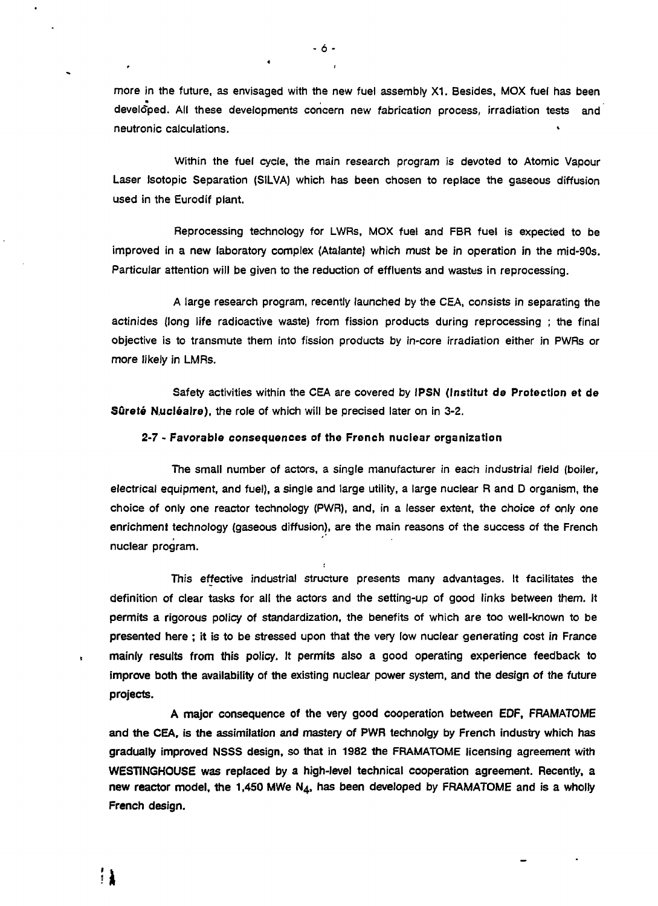more in the future, as envisaged with the new fuel assembly X1. Besides, MOX fuel has been developed. All these developments concern new fabrication process, irradiation tests and neutronic calculations.

Within the fuel cycle, the main research program is devoted to Atomic Vapour Laser Isotopic Separation (SILVA) which has been chosen to replace the gaseous diffusion used in the Eurodif plant.

Reprocessing technology for LWRs, MOX fuel and FBR fuel is expected to be improved in a new laboratory complex (Atalante) which must be in operation in the mid-90s. Particular attention will be given to the reduction of effluents and wastes in reprocessing.

A large research program, recently launched by the CEA, consists in separating the actinides (long life radioactive waste) from fission products during reprocessing ; the final objective is to transmute them into fission products by in-core irradiation either in PWRs or more likely in LMRs.

Safety activities within the CEA are covered by **IPSN (Institut de Protection et de Sûreté Nucléaire)**, the role of which will be precised later on in 3-2.

### 2-7 - Favorable consequences of the French nuclear organization

The small number of actors, a single manufacturer in each industrial field (boiler, electrical equipment, and fuel), a single and large utility, a large nuclear R and D organism, the choice of only one reactor technology (PWR), and, in a lesser extent, the choice of only one enrichment technology (gaseous diffusion), are the main reasons of the success of the French nuclear program.

This effective industrial structure presents many advantages. It facilitates the definition of clear tasks for all the actors and the setting-up of good links between them. It permits a rigorous policy of standardization, the benefits of which are too well-known to be presented here ; it is to be stressed upon that the very low nuclear generating cost in France mainly results from this policy. It permits also a good operating experience feedback to improve both the availability of the existing nuclear power system, and the design of the future projects.

A major consequence of the very good cooperation between EDF, FRAMATOME and the CEA, is the assimilation and mastery of PWR technolgy by French industry which has gradually improved NSSS design, so that in 1982 the FRAMATOME licensing agreement with WESTINGHOUSE was replaced by a high-level technical cooperation agreement. Recently, a new reactor model, the 1,450 MWe $N_4$, has been developed by FRAMATOME and is a wholly French design.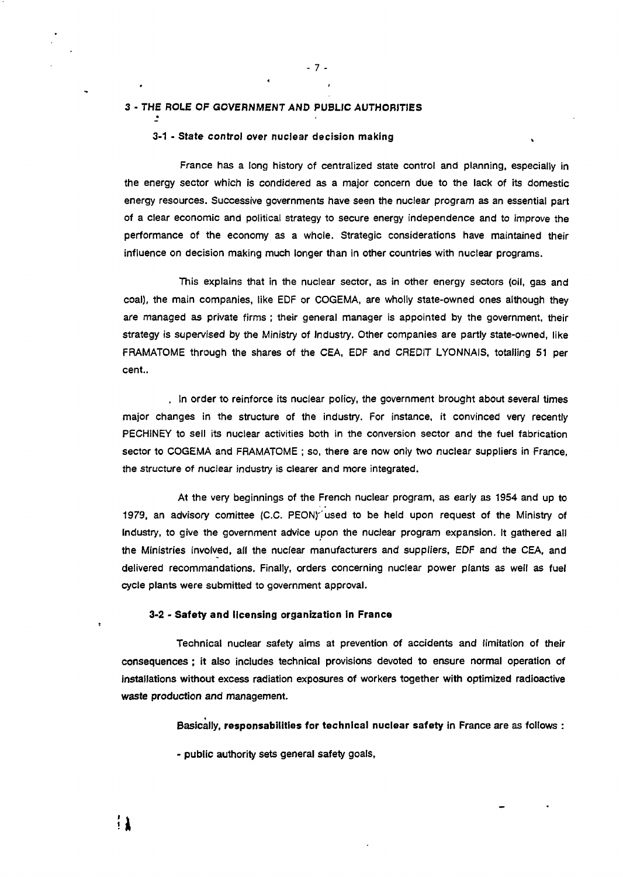## 3 - THE ROLE OF GOVERNMENT AND PUBLIC AUTHORITIES

### 3-1 - State control over nuclear decision making

France has a long history of centralized state control and planning, especially in the energy sector which is condidered as a major concern due to the lack of its domestic energy resources. Successive governments have seen the nuclear program as an essential part of a clear economic and political strategy to secure energy independence and to improve the performance of the economy as a whole. Strategic considerations have maintained their influence on decision making much longer than in other countries with nuclear programs.

This explains that in the nuclear sector, as in other energy sectors (oil, gas and coal), the main companies, like EDF or COGEMA, are wholly state-owned ones although they are managed as private firms ; their general manager is appointed by the government, their strategy is supervised by the Ministry of Industry. Other companies are partly state-owned, like FRAMATOME through the shares of the CEA, EDF and CREDIT LYONNAIS, totalling 51 per cent..

In order to reinforce its nuclear policy, the government brought about several times major changes in the structure of the industry. For instance, it convinced very recently PECHINEY to sell its nuclear activities both in the conversion sector and the fuel fabrication sector to COGEMA and FRAMATOME ; so, there are now only two nuclear suppliers in France, the structure of nuclear industry is clearer and more integrated.

At the very beginnings of the French nuclear program, as early as 1954 and up to 1979, an advisory comittee (C.C. PEON) used to be held upon request of the Ministry of Industry, to give the government advice upon the nuclear program expansion. It gathered all the Ministries involved, all the nuclear manufacturers and suppliers, EDF and the CEA, and delivered recommandations. Finally, orders concerning nuclear power plants as well as fuel cycle plants were submitted to government approval.

### 3-2 - Safety and licensing organization in France

Technical nuclear safety aims at prevention of accidents and limitation of their consequences ; it also includes technical provisions devoted to ensure normal operation of installations without excess radiation exposures of workers together with optimized radioactive waste production and management.

Basically, **responsabilities for technical nuclear safety** in France are as follows :

- public authority sets general safety goals,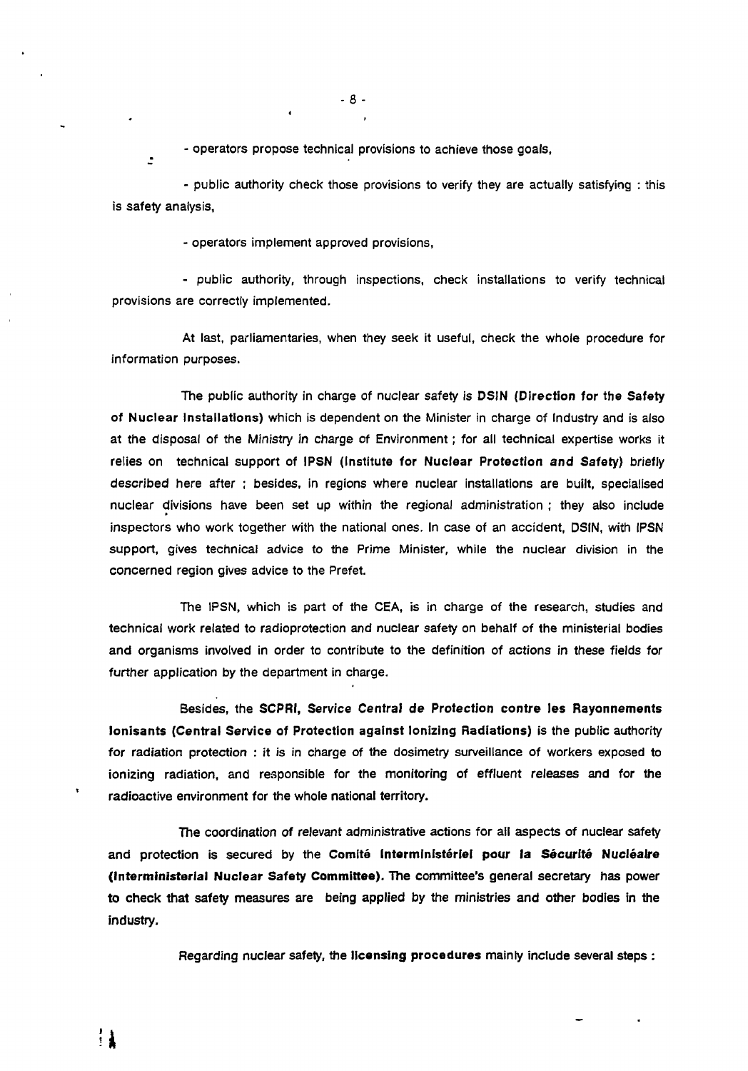- operators propose technical provisions to achieve those goals,

- public authority check those provisions to verify they are actually satisfying : this is safety analysis,

- operators implement approved provisions,

- public authority, through inspections, check installations to verify technical provisions are correctly implemented.

At last, parliamentaries, when they seek it useful, check the whole procedure for information purposes.

The public authority in charge of nuclear safety is **DSIN (Direction for the Safety of Nuclear Installations)** which is dependent on the Minister in charge of Industry and is also at the disposal of the Ministry in charge of Environment ; for all technical expertise works it relies on technical support of **IPSN (Institute for Nuclear Protection and Safety)** briefly described here after ; besides, in regions where nuclear installations are built, specialised nuclear divisions have been set up within the regional administration ; they also include inspectors who work together with the national ones. In case of an accident, DSIN, with IPSN support, gives technical advice to the Prime Minister, while the nuclear division in the concerned region gives advice to the Prefet.

The IPSN, which is part of the CEA, is in charge of the research, studies and technical work related to radioprotection and nuclear safety on behalf of the ministerial bodies and organisms involved in order to contribute to the definition of actions in these fields for further application by the department in charge.

Besides, the **SCPRI, Service Central de Protection contre les Rayonnements Ionisants (Central Service of Protection against Ionizing Radiations)** is the public authority for radiation protection : it is in charge of the dosimetry surveillance of workers exposed to ionizing radiation, and responsible for the monitoring of effluent releases and for the radioactive environment for the whole national territory.

The coordination of relevant administrative actions for all aspects of nuclear safety and protection is secured by the **Comité Interministériel pour la Sécurité Nucléaire (Interministerial Nuclear Safety Committee)**. The committee's general secretary has power to check that safety measures are being applied by the ministries and other bodies in the industry.

Regarding nuclear safety, the **licensing procedures** mainly include several steps :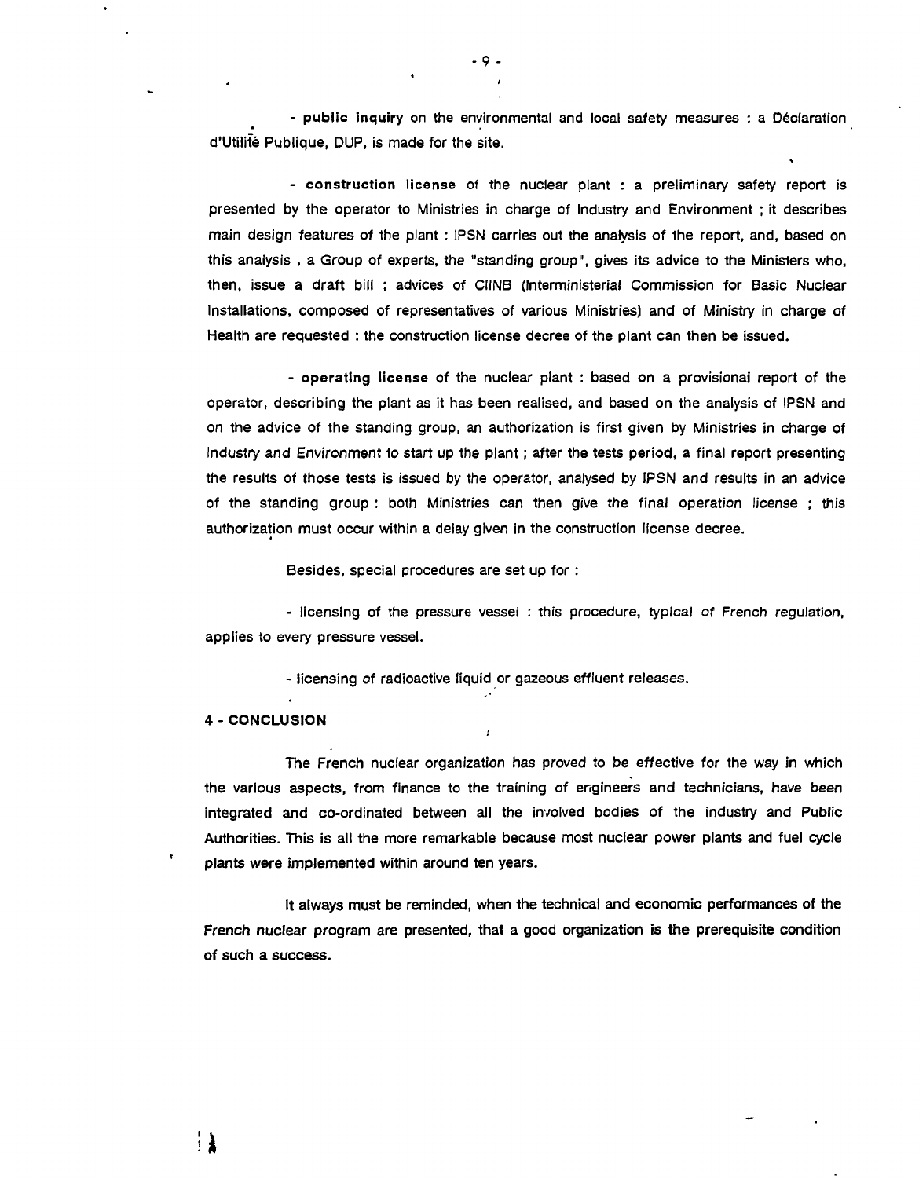- **public inquiry** on the environmental and local safety measures : a Déclaration d'Utilité Publique, DUP, is made for the site.

- **construction license** of the nuclear plant : a preliminary safety report is presented by the operator to Ministries in charge of Industry and Environment ; it describes main design features of the plant : IPSN carries out the analysis of the report, and, based on this analysis , a Group of experts, the "standing group", gives its advice to the Ministers who, then, issue a draft bill ; advices of CIINB (Interministerial Commission for Basic Nuclear Installations, composed of representatives of various Ministries) and of Ministry in charge of Health are requested : the construction license decree of the plant can then be issued.

- **operating license** of the nuclear plant : based on a provisional report of the operator, describing the plant as it has been realised, and based on the analysis of IPSN and on the advice of the standing group, an authorization is first given by Ministries in charge of Industry and Environment to start up the plant ; after the tests period, a final report presenting the results of those tests is issued by the operator, analysed by IPSN and results in an advice of the standing group : both Ministries can then give the final operation license ; this authorization must occur within a delay given in the construction license decree.

Besides, special procedures are set up for :

- licensing of the pressure vessel : this procedure, typical of French regulation, applies to every pressure vessel.

- licensing of radioactive liquid or gazeous effluent releases.

## 4 - CONCLUSION

The French nuclear organization has proved to be effective for the way in which the various aspects, from finance to the training of engineers and technicians, have been integrated and co-ordinated between all the involved bodies of the industry and Public Authorities. This is all the more remarkable because most nuclear power plants and fuel cycle plants were implemented within around ten years.

It always must be reminded, when the technical and economic performances of the French nuclear program are presented, that a good organization is the prerequisite condition of such a success.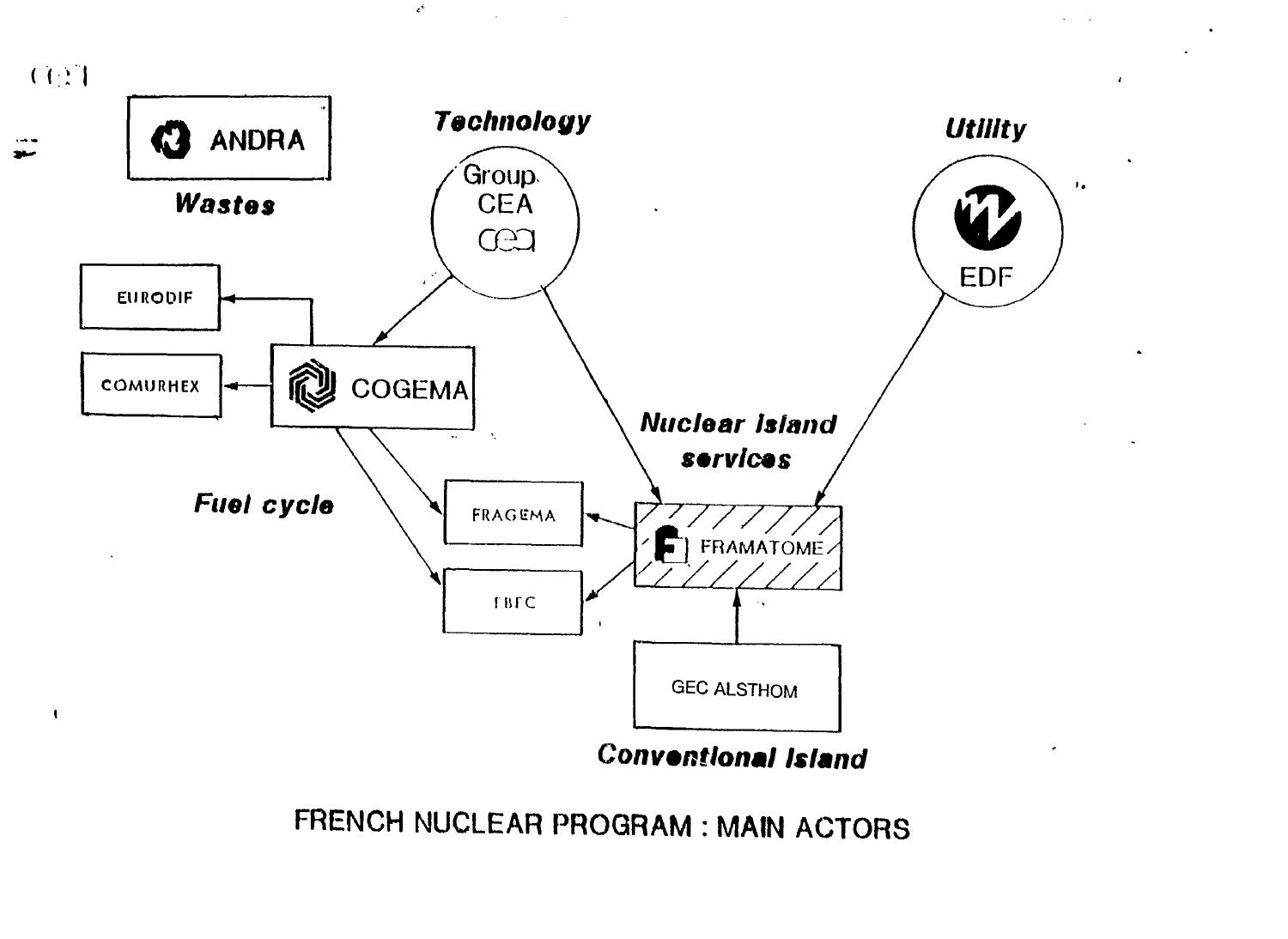ANDRA

**Wastes**

**Technology**

Group CEA

**Utility**

EDF

EURODIF

COMURHEX

COGEMA

**Nuclear island services**

**Fuel cycle**

FRAGEMA

FRAMATOME

FBFC

GEC ALSTHOM

**Conventional Island**

FRENCH NUCLEAR PROGRAM : MAIN ACTORS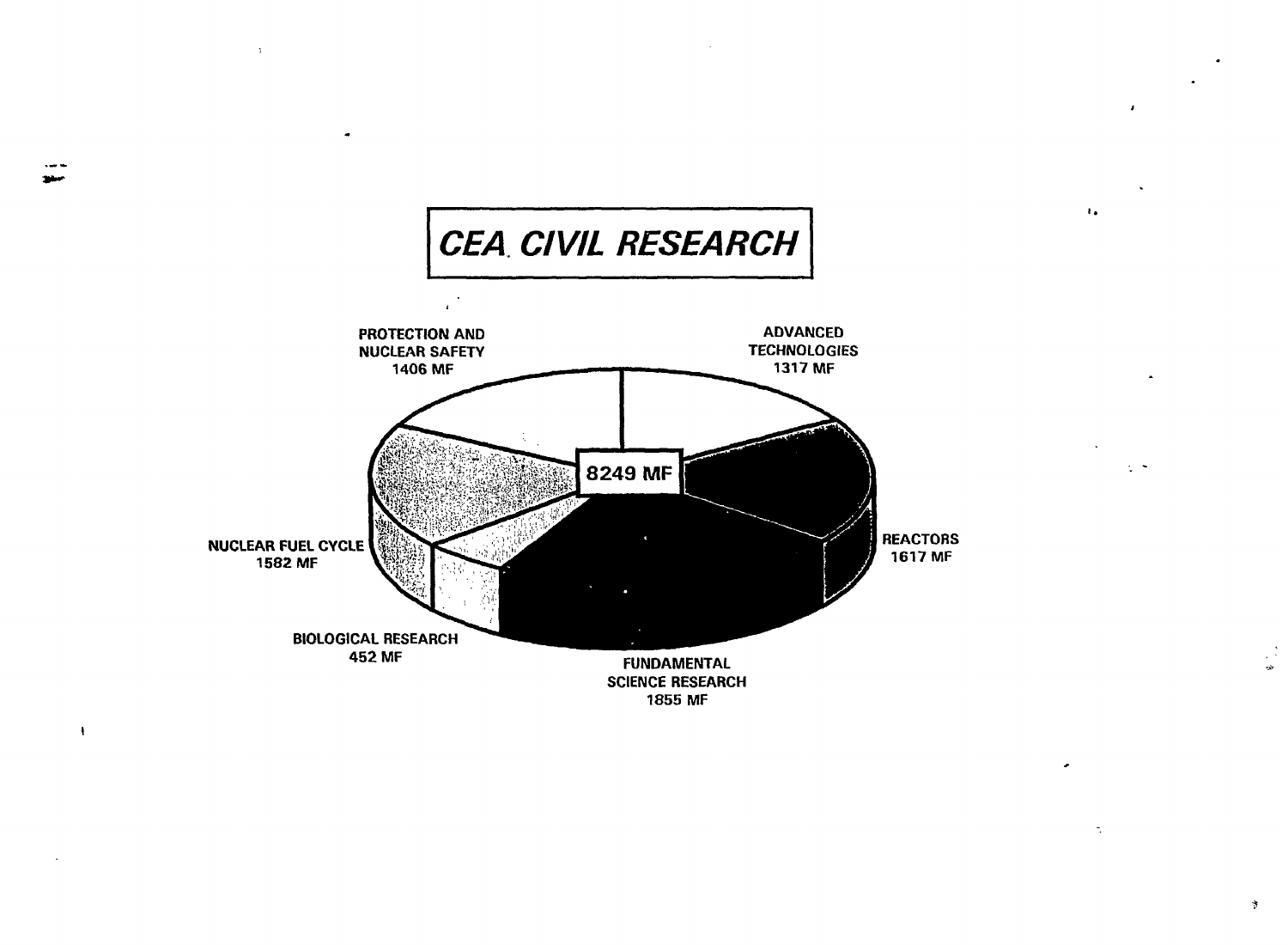# *CEA CIVIL RESEARCH*

**8249 MF**

- **PROTECTION AND NUCLEAR SAFETY** 1406 MF
- **ADVANCED TECHNOLOGIES** 1317 MF
- **REACTORS** 1617 MF
- **FUNDAMENTAL SCIENCE RESEARCH** 1855 MF
- **BIOLOGICAL RESEARCH** 452 MF
- **NUCLEAR FUEL CYCLE** 1582 MF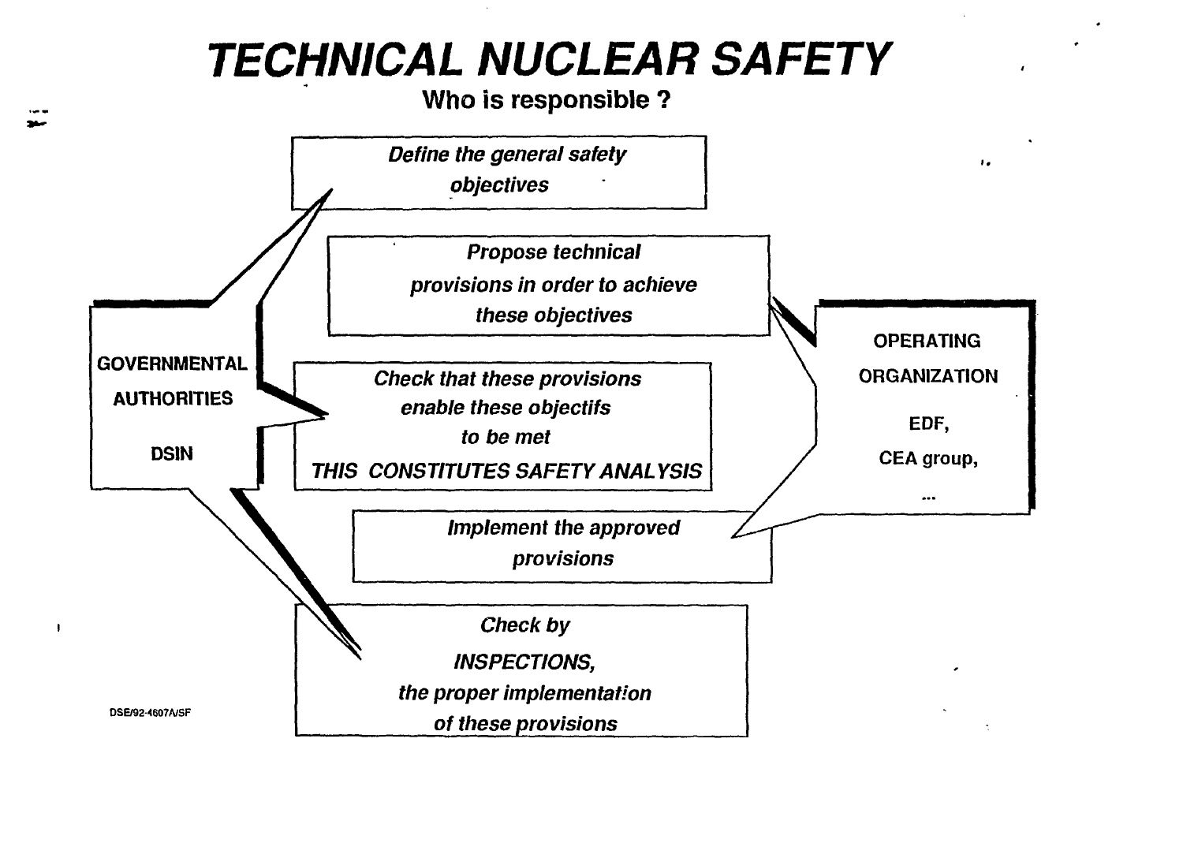# TECHNICAL NUCLEAR SAFETY

**Who is responsible ?**

**GOVERNMENTAL AUTHORITIES**

**DSIN**

*Define the general safety objectives*

*Propose technical provisions in order to achieve these objectives*

*Check that these provisions enable these objectifs to be met*
*THIS CONSTITUTES SAFETY ANALYSIS*

*Implement the approved provisions*

*Check by INSPECTIONS, the proper implementation of these provisions*

**OPERATING ORGANIZATION**

**EDF,**

**CEA group,**

**...**

DSE/92-4607A/SF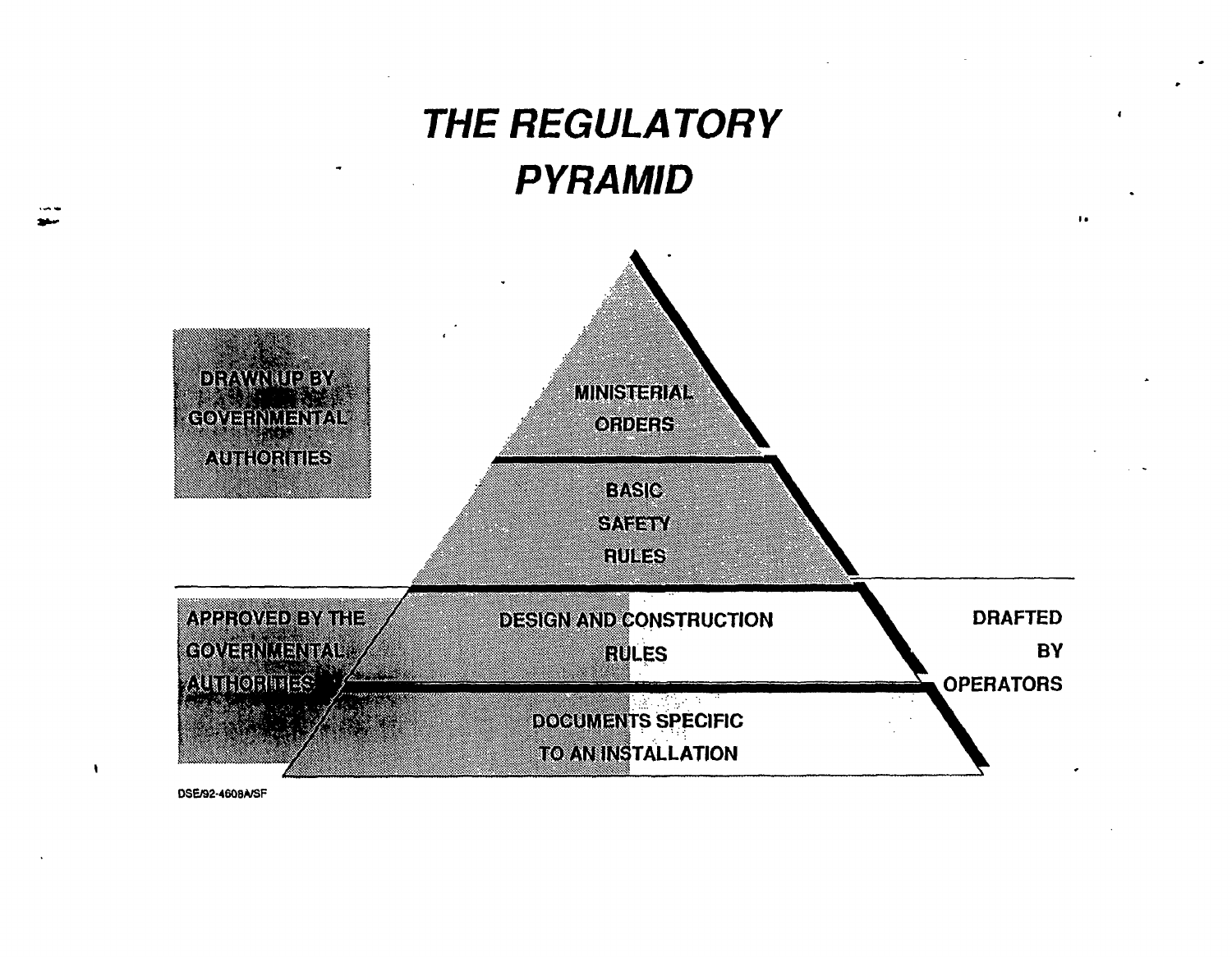# *THE REGULATORY PYRAMID*

DRAWN UP BY GOVERNMENTAL AUTHORITIES

MINISTERIAL ORDERS

BASIC SAFETY RULES

APPROVED BY THE GOVERNMENTAL AUTHORITIES

DESIGN AND CONSTRUCTION RULES

DOCUMENTS SPECIFIC TO AN INSTALLATION

DRAFTED BY OPERATORS

DSE/92-4608A/SF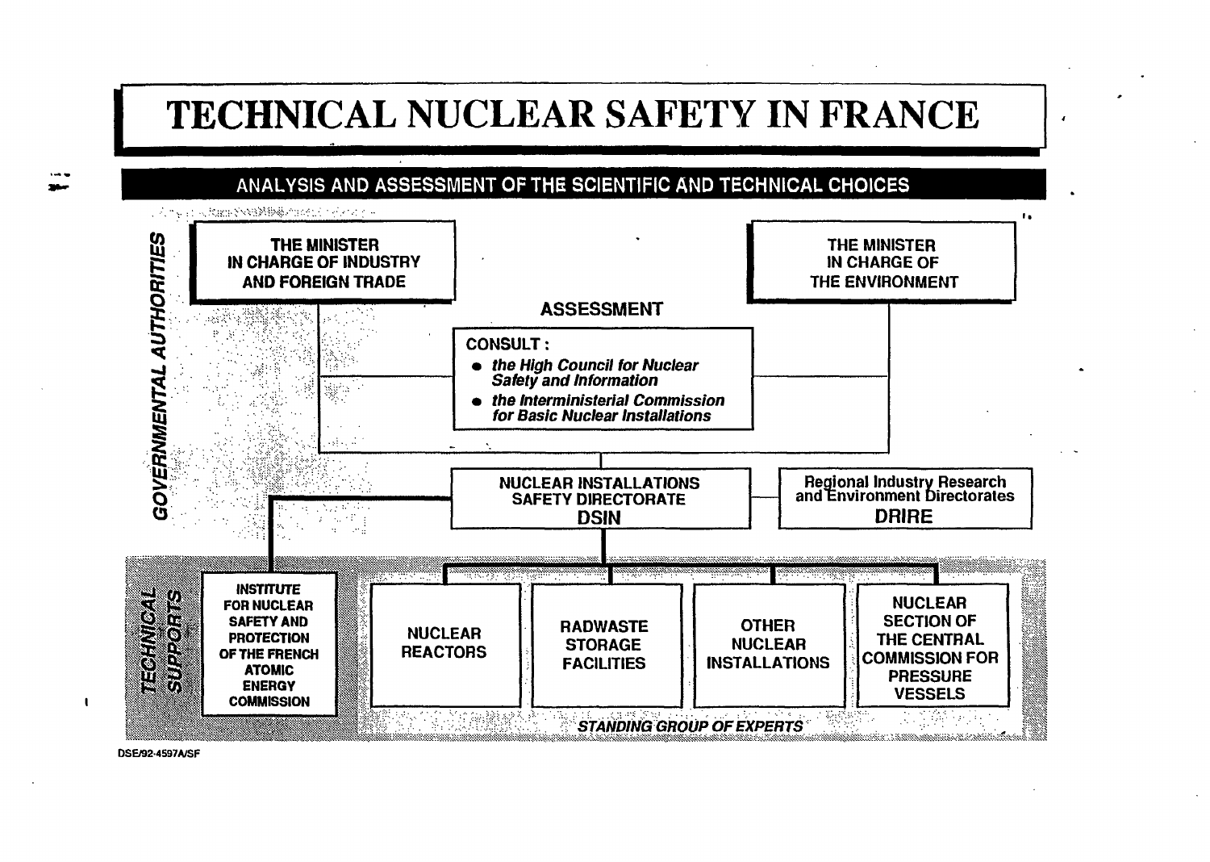# TECHNICAL NUCLEAR SAFETY IN FRANCE

## ANALYSIS AND ASSESSMENT OF THE SCIENTIFIC AND TECHNICAL CHOICES

**GOVERNMENTAL AUTHORITIES**

**THE MINISTER IN CHARGE OF INDUSTRY AND FOREIGN TRADE**

**THE MINISTER IN CHARGE OF THE ENVIRONMENT**

**ASSESSMENT**

**CONSULT :**

- ***the High Council for Nuclear Safety and Information***
- ***the Interministerial Commission for Basic Nuclear Installations***

**NUCLEAR INSTALLATIONS SAFETY DIRECTORATE**
**DSIN**

**Regional Industry Research and Environment Directorates**
**DRIRE**

**TECHNICAL SUPPORTS**

**INSTITUTE FOR NUCLEAR SAFETY AND PROTECTION OF THE FRENCH ATOMIC ENERGY COMMISSION**

**NUCLEAR REACTORS**

**RADWASTE STORAGE FACILITIES**

**OTHER NUCLEAR INSTALLATIONS**

**NUCLEAR SECTION OF THE CENTRAL COMMISSION FOR PRESSURE VESSELS**

***STANDING GROUP OF EXPERTS***

DSE/92-4597A/SF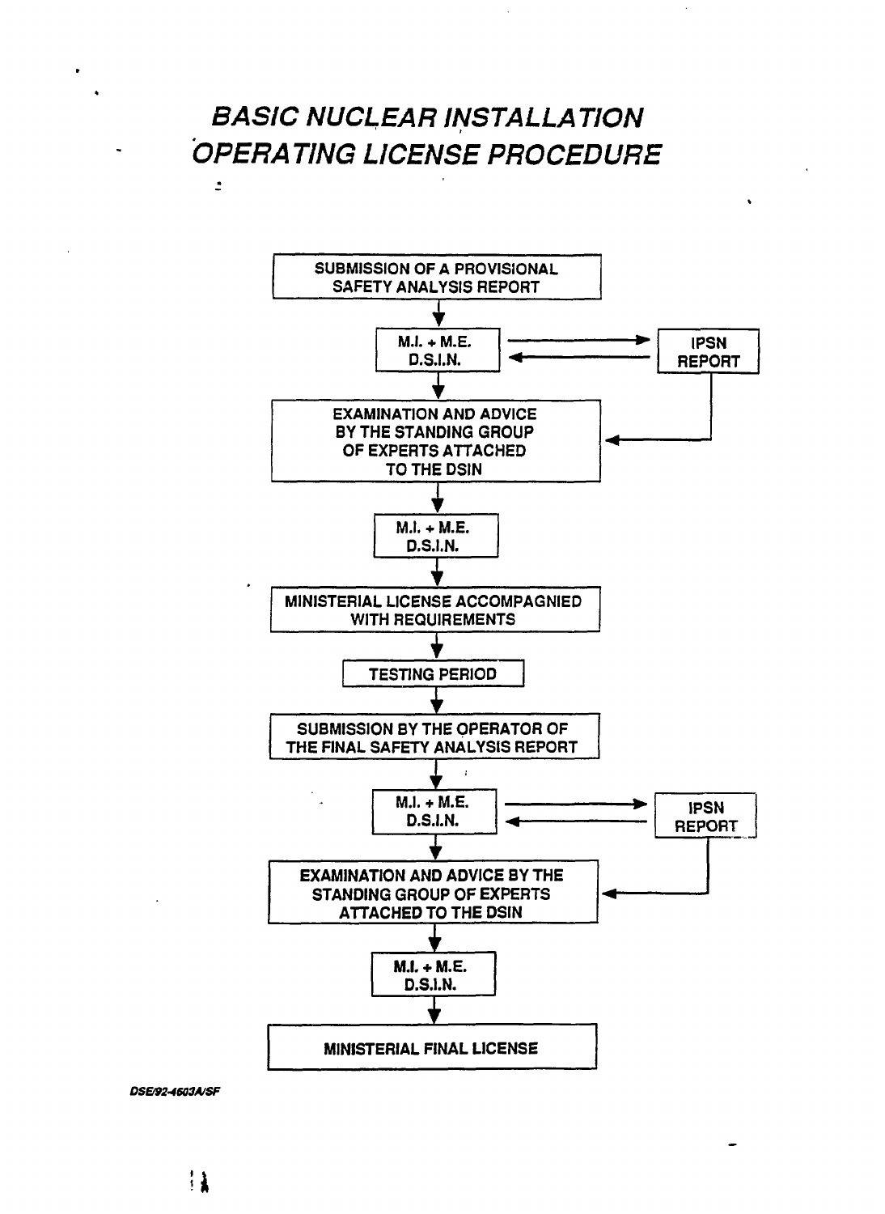# *BASIC NUCLEAR INSTALLATION OPERATING LICENSE PROCEDURE*

SUBMISSION OF A PROVISIONAL SAFETY ANALYSIS REPORT

↓

M.I. + M.E. D.S.I.N. ⇄ IPSN REPORT

↓

EXAMINATION AND ADVICE BY THE STANDING GROUP OF EXPERTS ATTACHED TO THE DSIN (← IPSN REPORT)

↓

M.I. + M.E. D.S.I.N.

↓

MINISTERIAL LICENSE ACCOMPAGNIED WITH REQUIREMENTS

↓

TESTING PERIOD

↓

SUBMISSION BY THE OPERATOR OF THE FINAL SAFETY ANALYSIS REPORT

↓

M.I. + M.E. D.S.I.N. ⇄ IPSN REPORT

↓

EXAMINATION AND ADVICE BY THE STANDING GROUP OF EXPERTS ATTACHED TO THE DSIN (← IPSN REPORT)

↓

M.I. + M.E. D.S.I.N.

↓

MINISTERIAL FINAL LICENSE

DSE/92-4603A/SF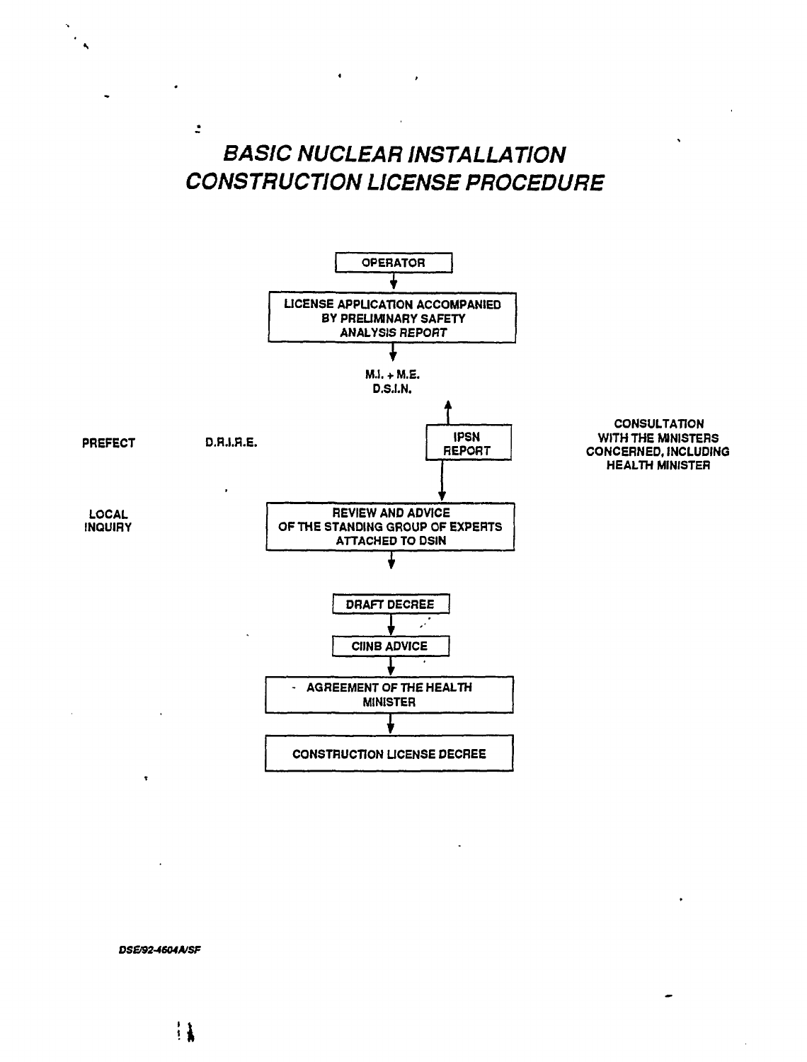# *BASIC NUCLEAR INSTALLATION CONSTRUCTION LICENSE PROCEDURE*

OPERATOR

LICENSE APPLICATION ACCOMPANIED BY PRELIMINARY SAFETY ANALYSIS REPORT

M.I. + M.E.
D.S.I.N.

PREFECT

D.R.I.R.E.

IPSN REPORT

CONSULTATION WITH THE MINISTERS CONCERNED, INCLUDING HEALTH MINISTER

LOCAL INQUIRY

REVIEW AND ADVICE OF THE STANDING GROUP OF EXPERTS ATTACHED TO DSIN

DRAFT DECREE

CIINB ADVICE

AGREEMENT OF THE HEALTH MINISTER

CONSTRUCTION LICENSE DECREE

*DSE/92-4604A/SF*